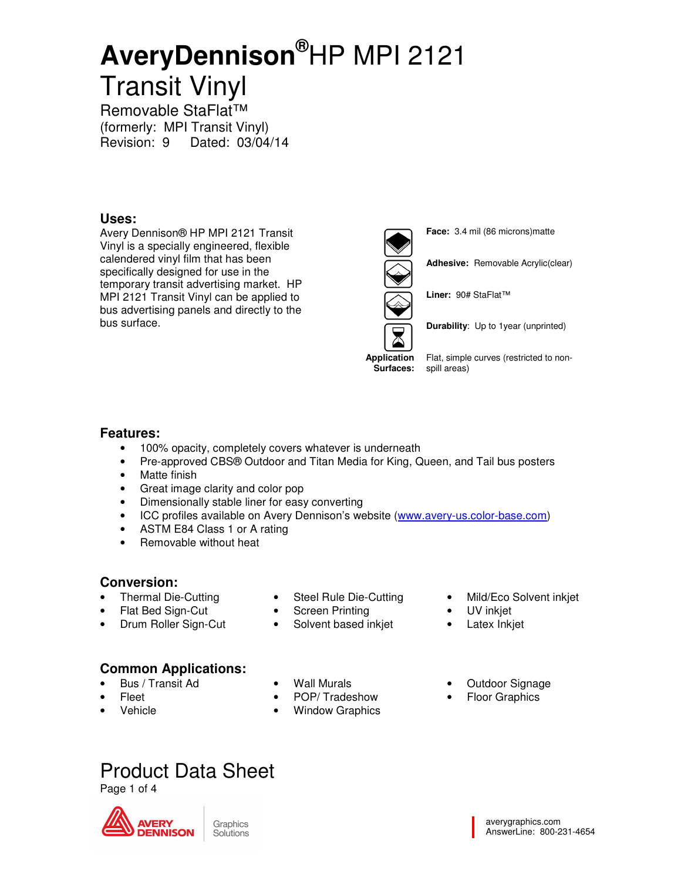# AveryDennison® HP MPI 2121 Transit Vinyl

Removable StaFlat™
(formerly: MPI Transit Vinyl)
Revision: 9 Dated: 03/04/14

## Uses:

Avery Dennison® HP MPI 2121 Transit Vinyl is a specially engineered, flexible calendered vinyl film that has been specifically designed for use in the temporary transit advertising market. HP MPI 2121 Transit Vinyl can be applied to bus advertising panels and directly to the bus surface.

**Face:** 3.4 mil (86 microns)matte

**Adhesive:** Removable Acrylic(clear)

**Liner:** 90# StaFlat™

**Durability**: Up to 1year (unprinted)

**Application Surfaces:** Flat, simple curves (restricted to non-spill areas)

## Features:

- 100% opacity, completely covers whatever is underneath
- Pre-approved CBS® Outdoor and Titan Media for King, Queen, and Tail bus posters
- Matte finish
- Great image clarity and color pop
- Dimensionally stable liner for easy converting
- ICC profiles available on Avery Dennison's website (www.avery-us.color-base.com)
- ASTM E84 Class 1 or A rating
- Removable without heat

## Conversion:

- Thermal Die-Cutting
- Flat Bed Sign-Cut
- Drum Roller Sign-Cut
- Steel Rule Die-Cutting
- Screen Printing
- Solvent based inkjet
- Mild/Eco Solvent inkjet
- UV inkjet
- Latex Inkjet

## Common Applications:

- Bus / Transit Ad
- Fleet
- Vehicle
- Wall Murals
- POP/ Tradeshow
- Window Graphics
- Outdoor Signage
- Floor Graphics

# Product Data Sheet

AVERY DENNISON Graphics Solutions

averygraphics.com
AnswerLine: 800-231-4654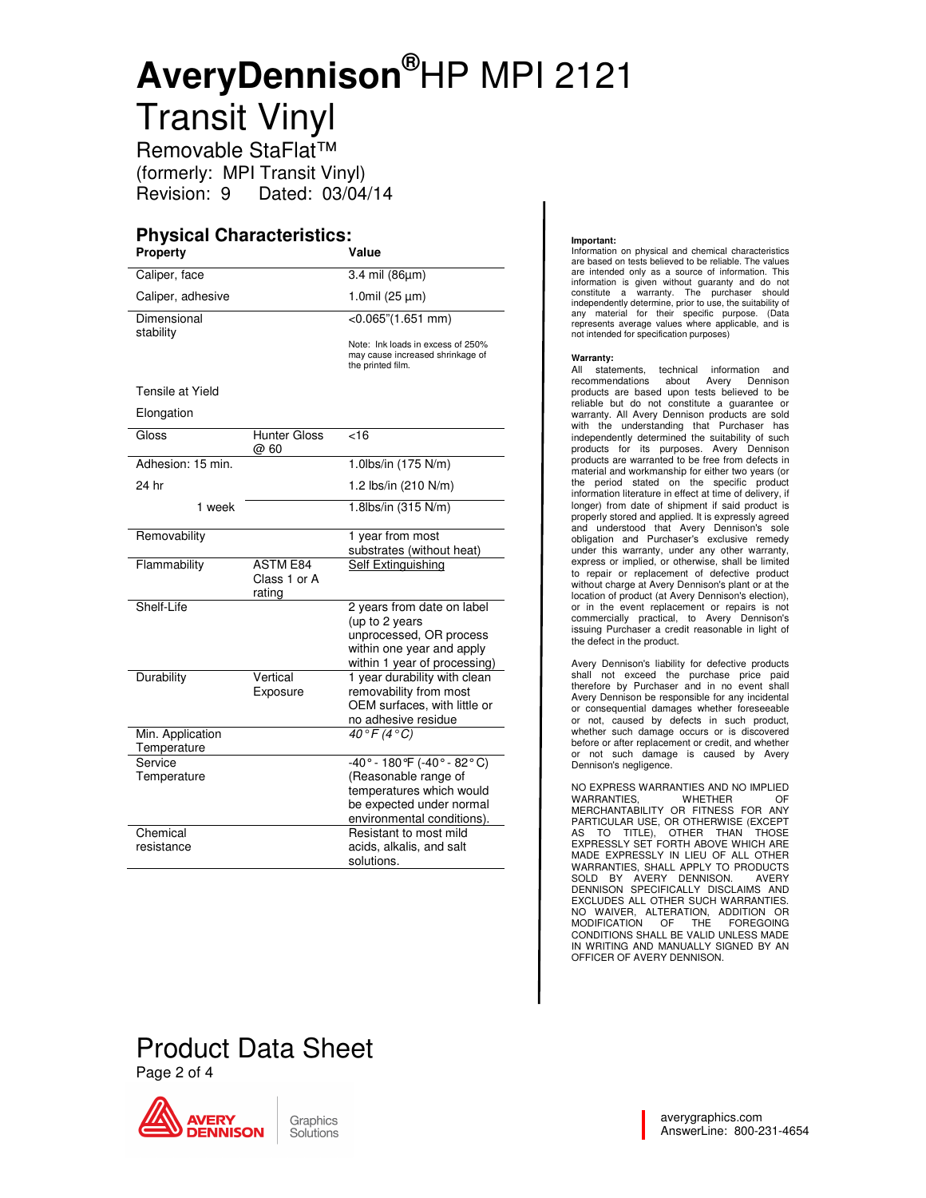# AveryDennison® HP MPI 2121 Transit Vinyl

Removable StaFlat™

(formerly: MPI Transit Vinyl)

Revision: 9 Dated: 03/04/14

## Physical Characteristics:

| Property | | Value |
|---|---|---|
| Caliper, face | | 3.4 mil (86µm) |
| Caliper, adhesive | | 1.0mil (25 µm) |
| Dimensional stability | | <0.065"(1.651 mm)<br>Note: Ink loads in excess of 250% may cause increased shrinkage of the printed film. |
| Tensile at Yield | | |
| Elongation | | |
| Gloss | Hunter Gloss @ 60 | <16 |
| Adhesion: 15 min. | | 1.0lbs/in (175 N/m) |
| 24 hr | | 1.2 lbs/in (210 N/m) |
| 1 week | | 1.8lbs/in (315 N/m) |
| Removability | | 1 year from most substrates (without heat) |
| Flammability | ASTM E84 Class 1 or A rating | Self Extinguishing |
| Shelf-Life | | 2 years from date on label (up to 2 years unprocessed, OR process within one year and apply within 1 year of processing) |
| Durability | Vertical Exposure | 1 year durability with clean removability from most OEM surfaces, with little or no adhesive residue |
| Min. Application Temperature | | *40°F (4°C)* |
| Service Temperature | | -40° - 180°F (-40° - 82°C) (Reasonable range of temperatures which would be expected under normal environmental conditions). |
| Chemical resistance | | Resistant to most mild acids, alkalis, and salt solutions. |

**Important:**
Information on physical and chemical characteristics are based on tests believed to be reliable. The values are intended only as a source of information. This information is given without guaranty and do not constitute a warranty. The purchaser should independently determine, prior to use, the suitability of any material for their specific purpose. (Data represents average values where applicable, and is not intended for specification purposes)

**Warranty:**
All statements, technical information and recommendations about Avery Dennison products are based upon tests believed to be reliable but do not constitute a guarantee or warranty. All Avery Dennison products are sold with the understanding that Purchaser has independently determined the suitability of such products for its purposes. Avery Dennison products are warranted to be free from defects in material and workmanship for either two years (or the period stated on the specific product information literature in effect at time of delivery, if longer) from date of shipment if said product is properly stored and applied. It is expressly agreed and understood that Avery Dennison's sole obligation and Purchaser's exclusive remedy under this warranty, under any other warranty, express or implied, or otherwise, shall be limited to repair or replacement of defective product without charge at Avery Dennison's plant or at the location of product (at Avery Dennison's election), or in the event replacement or repairs is not commercially practical, to Avery Dennison's issuing Purchaser a credit reasonable in light of the defect in the product.

Avery Dennison's liability for defective products shall not exceed the purchase price paid therefore by Purchaser and in no event shall Avery Dennison be responsible for any incidental or consequential damages whether foreseeable or not, caused by defects in such product, whether such damage occurs or is discovered before or after replacement or credit, and whether or not such damage is caused by Avery Dennison's negligence.

NO EXPRESS WARRANTIES AND NO IMPLIED WARRANTIES, WHETHER OF MERCHANTABILITY OR FITNESS FOR ANY PARTICULAR USE, OR OTHERWISE (EXCEPT AS TO TITLE), OTHER THAN THOSE EXPRESSLY SET FORTH ABOVE WHICH ARE MADE EXPRESSLY IN LIEU OF ALL OTHER WARRANTIES, SHALL APPLY TO PRODUCTS SOLD BY AVERY DENNISON. AVERY DENNISON SPECIFICALLY DISCLAIMS AND EXCLUDES ALL OTHER SUCH WARRANTIES. NO WAIVER, ALTERATION, ADDITION OR MODIFICATION OF THE FOREGOING CONDITIONS SHALL BE VALID UNLESS MADE IN WRITING AND MANUALLY SIGNED BY AN OFFICER OF AVERY DENNISON.

Product Data Sheet

Avery Dennison Graphics Solutions

averygraphics.com
AnswerLine: 800-231-4654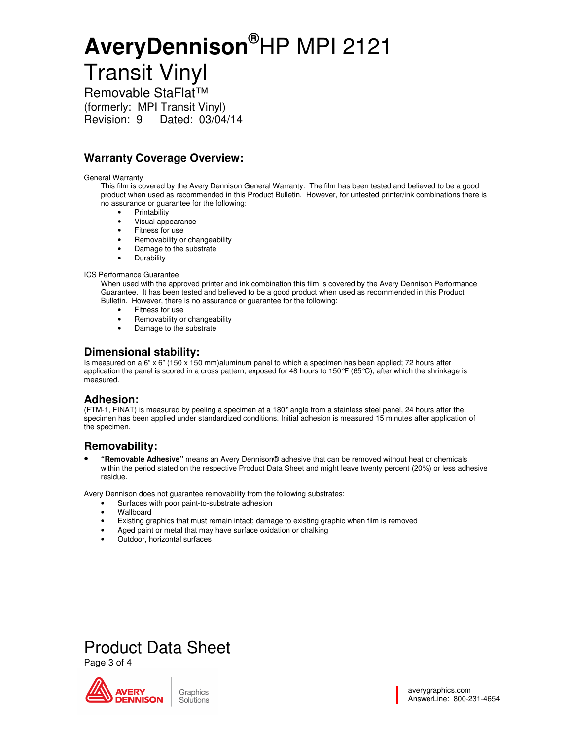# AveryDennison® HP MPI 2121 Transit Vinyl

Removable StaFlat™
(formerly: MPI Transit Vinyl)
Revision: 9 Dated: 03/04/14

## Warranty Coverage Overview:

General Warranty

This film is covered by the Avery Dennison General Warranty. The film has been tested and believed to be a good product when used as recommended in this Product Bulletin. However, for untested printer/ink combinations there is no assurance or guarantee for the following:

- Printability
- Visual appearance
- Fitness for use
- Removability or changeability
- Damage to the substrate
- Durability

ICS Performance Guarantee

When used with the approved printer and ink combination this film is covered by the Avery Dennison Performance Guarantee. It has been tested and believed to be a good product when used as recommended in this Product Bulletin. However, there is no assurance or guarantee for the following:

- Fitness for use
- Removability or changeability
- Damage to the substrate

## Dimensional stability:

Is measured on a 6" x 6" (150 x 150 mm)aluminum panel to which a specimen has been applied; 72 hours after application the panel is scored in a cross pattern, exposed for 48 hours to 150°F (65°C), after which the shrinkage is measured.

## Adhesion:

(FTM-1, FINAT) is measured by peeling a specimen at a 180° angle from a stainless steel panel, 24 hours after the specimen has been applied under standardized conditions. Initial adhesion is measured 15 minutes after application of the specimen.

## Removability:

- **"Removable Adhesive"** means an Avery Dennison® adhesive that can be removed without heat or chemicals within the period stated on the respective Product Data Sheet and might leave twenty percent (20%) or less adhesive residue.

Avery Dennison does not guarantee removability from the following substrates:

- Surfaces with poor paint-to-substrate adhesion
- Wallboard
- Existing graphics that must remain intact; damage to existing graphic when film is removed
- Aged paint or metal that may have surface oxidation or chalking
- Outdoor, horizontal surfaces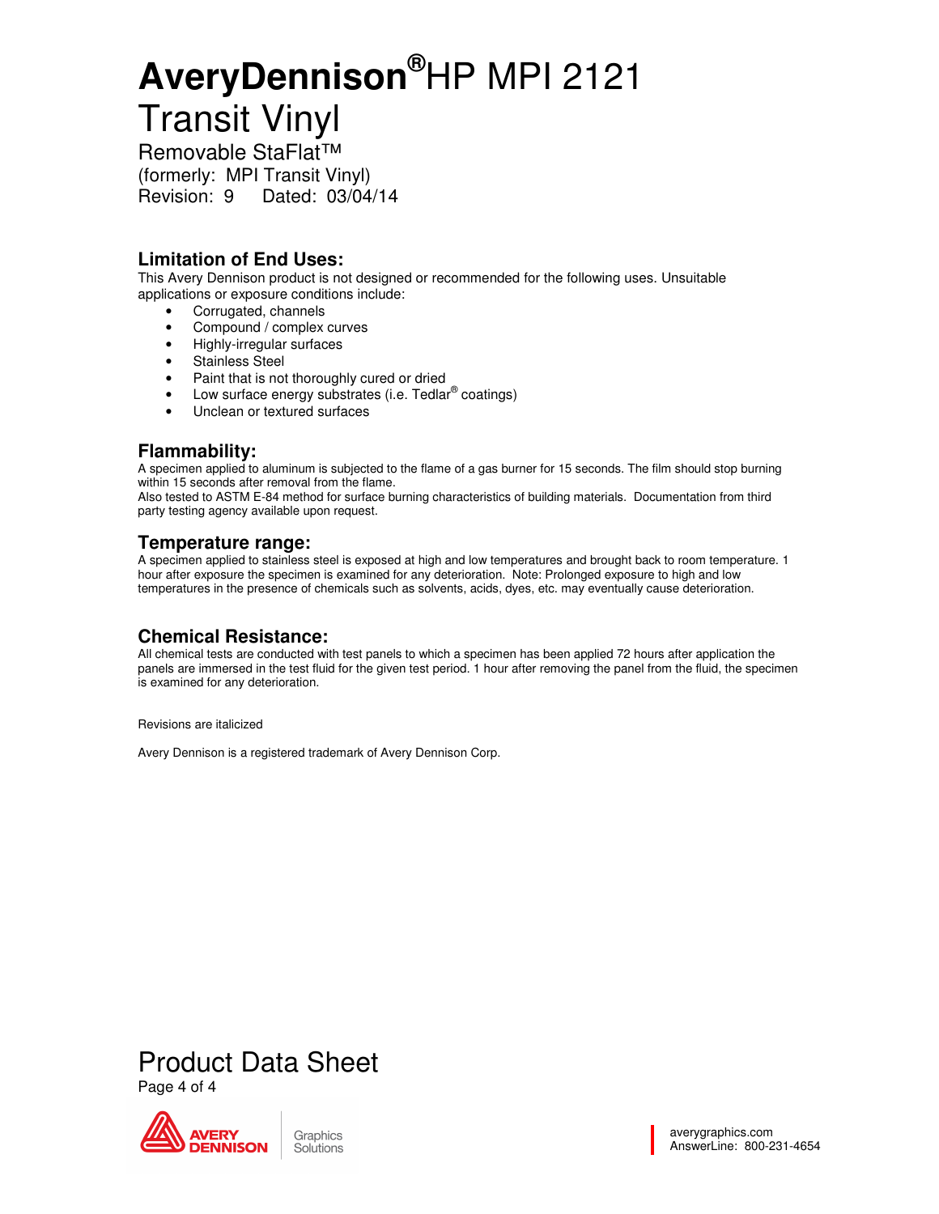# Avery Dennison® HP MPI 2121 Transit Vinyl

Removable StaFlat™
(formerly: MPI Transit Vinyl)
Revision: 9 Dated: 03/04/14

## Limitation of End Uses:

This Avery Dennison product is not designed or recommended for the following uses. Unsuitable applications or exposure conditions include:

- Corrugated, channels
- Compound / complex curves
- Highly-irregular surfaces
- Stainless Steel
- Paint that is not thoroughly cured or dried
- Low surface energy substrates (i.e. Tedlar® coatings)
- Unclean or textured surfaces

## Flammability:

A specimen applied to aluminum is subjected to the flame of a gas burner for 15 seconds. The film should stop burning within 15 seconds after removal from the flame.
Also tested to ASTM E-84 method for surface burning characteristics of building materials. Documentation from third party testing agency available upon request.

## Temperature range:

A specimen applied to stainless steel is exposed at high and low temperatures and brought back to room temperature. 1 hour after exposure the specimen is examined for any deterioration. Note: Prolonged exposure to high and low temperatures in the presence of chemicals such as solvents, acids, dyes, etc. may eventually cause deterioration.

## Chemical Resistance:

All chemical tests are conducted with test panels to which a specimen has been applied 72 hours after application the panels are immersed in the test fluid for the given test period. 1 hour after removing the panel from the fluid, the specimen is examined for any deterioration.

Revisions are italicized

Avery Dennison is a registered trademark of Avery Dennison Corp.

Product Data Sheet

AVERY DENNISON Graphics Solutions

averygraphics.com
AnswerLine: 800-231-4654